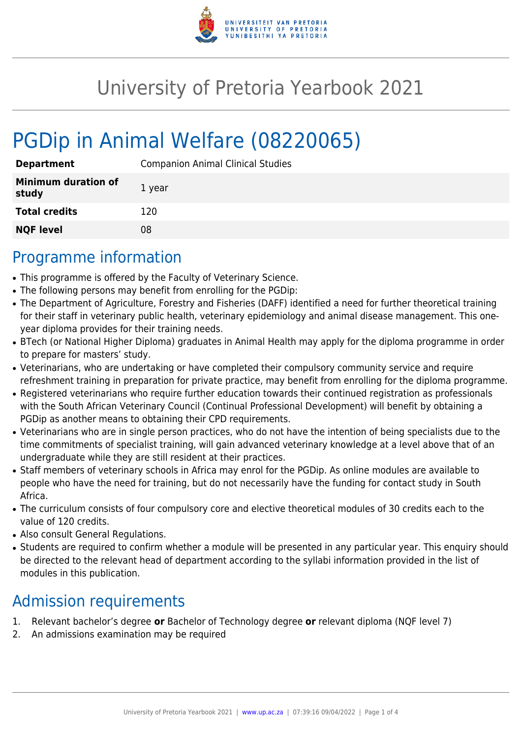# University of Pretoria Yearbook 2021

## PGDip in Animal Welfare (08220065)

| | |
|---|---|
| **Department** | Companion Animal Clinical Studies |
| **Minimum duration of study** | 1 year |
| **Total credits** | 120 |
| **NQF level** | 08 |

## Programme information

- This programme is offered by the Faculty of Veterinary Science.
- The following persons may benefit from enrolling for the PGDip:
- The Department of Agriculture, Forestry and Fisheries (DAFF) identified a need for further theoretical training for their staff in veterinary public health, veterinary epidemiology and animal disease management. This one-year diploma provides for their training needs.
- BTech (or National Higher Diploma) graduates in Animal Health may apply for the diploma programme in order to prepare for masters' study.
- Veterinarians, who are undertaking or have completed their compulsory community service and require refreshment training in preparation for private practice, may benefit from enrolling for the diploma programme.
- Registered veterinarians who require further education towards their continued registration as professionals with the South African Veterinary Council (Continual Professional Development) will benefit by obtaining a PGDip as another means to obtaining their CPD requirements.
- Veterinarians who are in single person practices, who do not have the intention of being specialists due to the time commitments of specialist training, will gain advanced veterinary knowledge at a level above that of an undergraduate while they are still resident at their practices.
- Staff members of veterinary schools in Africa may enrol for the PGDip. As online modules are available to people who have the need for training, but do not necessarily have the funding for contact study in South Africa.
- The curriculum consists of four compulsory core and elective theoretical modules of 30 credits each to the value of 120 credits.
- Also consult General Regulations.
- Students are required to confirm whether a module will be presented in any particular year. This enquiry should be directed to the relevant head of department according to the syllabi information provided in the list of modules in this publication.

## Admission requirements

1. Relevant bachelor's degree **or** Bachelor of Technology degree **or** relevant diploma (NQF level 7)
2. An admissions examination may be required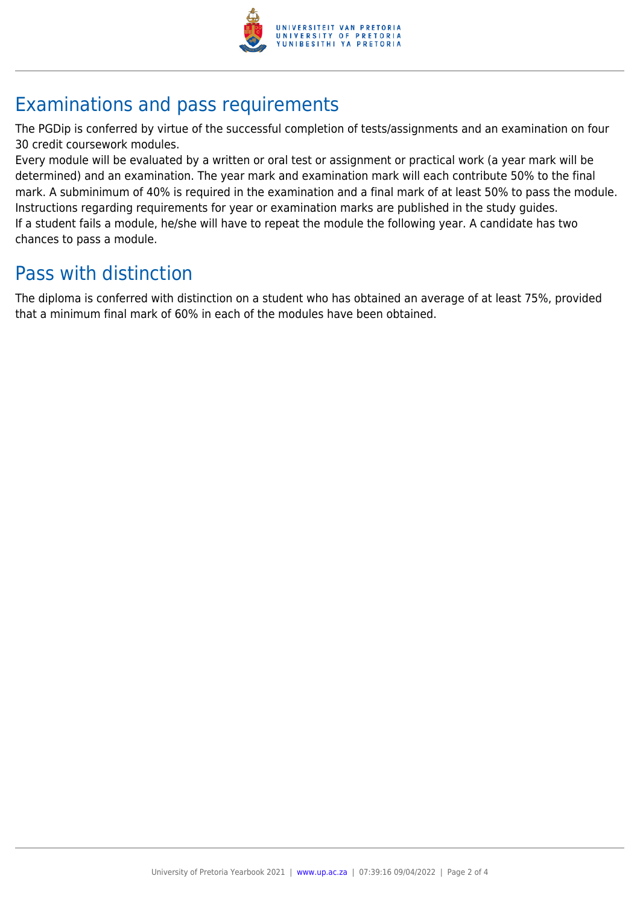## Examinations and pass requirements

The PGDip is conferred by virtue of the successful completion of tests/assignments and an examination on four 30 credit coursework modules.

Every module will be evaluated by a written or oral test or assignment or practical work (a year mark will be determined) and an examination. The year mark and examination mark will each contribute 50% to the final mark. A subminimum of 40% is required in the examination and a final mark of at least 50% to pass the module. Instructions regarding requirements for year or examination marks are published in the study guides.

If a student fails a module, he/she will have to repeat the module the following year. A candidate has two chances to pass a module.

## Pass with distinction

The diploma is conferred with distinction on a student who has obtained an average of at least 75%, provided that a minimum final mark of 60% in each of the modules have been obtained.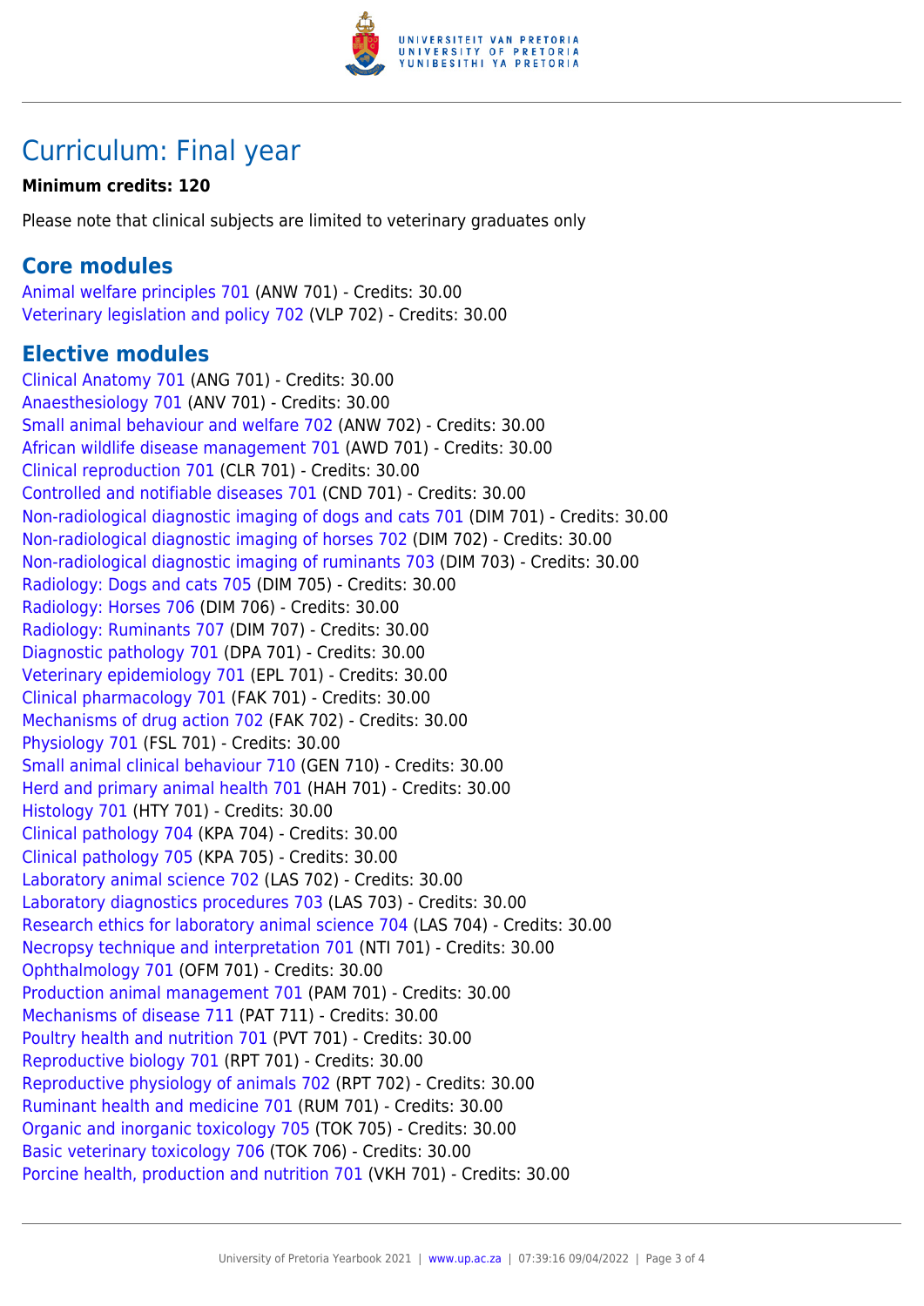# Curriculum: Final year

**Minimum credits: 120**

Please note that clinical subjects are limited to veterinary graduates only

## Core modules

Animal welfare principles 701 (ANW 701) - Credits: 30.00
Veterinary legislation and policy 702 (VLP 702) - Credits: 30.00

## Elective modules

Clinical Anatomy 701 (ANG 701) - Credits: 30.00
Anaesthesiology 701 (ANV 701) - Credits: 30.00
Small animal behaviour and welfare 702 (ANW 702) - Credits: 30.00
African wildlife disease management 701 (AWD 701) - Credits: 30.00
Clinical reproduction 701 (CLR 701) - Credits: 30.00
Controlled and notifiable diseases 701 (CND 701) - Credits: 30.00
Non-radiological diagnostic imaging of dogs and cats 701 (DIM 701) - Credits: 30.00
Non-radiological diagnostic imaging of horses 702 (DIM 702) - Credits: 30.00
Non-radiological diagnostic imaging of ruminants 703 (DIM 703) - Credits: 30.00
Radiology: Dogs and cats 705 (DIM 705) - Credits: 30.00
Radiology: Horses 706 (DIM 706) - Credits: 30.00
Radiology: Ruminants 707 (DIM 707) - Credits: 30.00
Diagnostic pathology 701 (DPA 701) - Credits: 30.00
Veterinary epidemiology 701 (EPL 701) - Credits: 30.00
Clinical pharmacology 701 (FAK 701) - Credits: 30.00
Mechanisms of drug action 702 (FAK 702) - Credits: 30.00
Physiology 701 (FSL 701) - Credits: 30.00
Small animal clinical behaviour 710 (GEN 710) - Credits: 30.00
Herd and primary animal health 701 (HAH 701) - Credits: 30.00
Histology 701 (HTY 701) - Credits: 30.00
Clinical pathology 704 (KPA 704) - Credits: 30.00
Clinical pathology 705 (KPA 705) - Credits: 30.00
Laboratory animal science 702 (LAS 702) - Credits: 30.00
Laboratory diagnostics procedures 703 (LAS 703) - Credits: 30.00
Research ethics for laboratory animal science 704 (LAS 704) - Credits: 30.00
Necropsy technique and interpretation 701 (NTI 701) - Credits: 30.00
Ophthalmology 701 (OFM 701) - Credits: 30.00
Production animal management 701 (PAM 701) - Credits: 30.00
Mechanisms of disease 711 (PAT 711) - Credits: 30.00
Poultry health and nutrition 701 (PVT 701) - Credits: 30.00
Reproductive biology 701 (RPT 701) - Credits: 30.00
Reproductive physiology of animals 702 (RPT 702) - Credits: 30.00
Ruminant health and medicine 701 (RUM 701) - Credits: 30.00
Organic and inorganic toxicology 705 (TOK 705) - Credits: 30.00
Basic veterinary toxicology 706 (TOK 706) - Credits: 30.00
Porcine health, production and nutrition 701 (VKH 701) - Credits: 30.00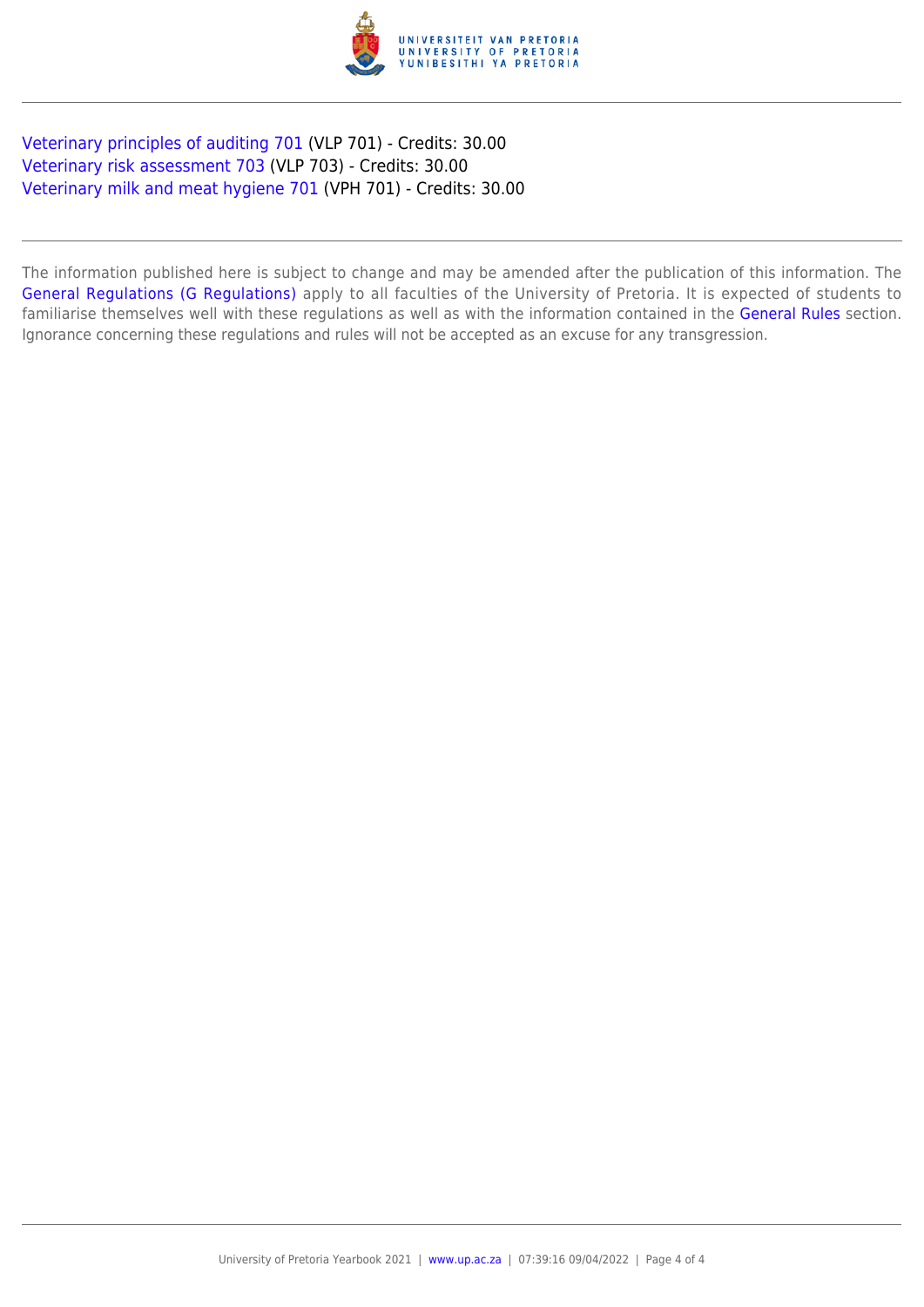Veterinary principles of auditing 701 (VLP 701) - Credits: 30.00
Veterinary risk assessment 703 (VLP 703) - Credits: 30.00
Veterinary milk and meat hygiene 701 (VPH 701) - Credits: 30.00

---

The information published here is subject to change and may be amended after the publication of this information. The General Regulations (G Regulations) apply to all faculties of the University of Pretoria. It is expected of students to familiarise themselves well with these regulations as well as with the information contained in the General Rules section. Ignorance concerning these regulations and rules will not be accepted as an excuse for any transgression.